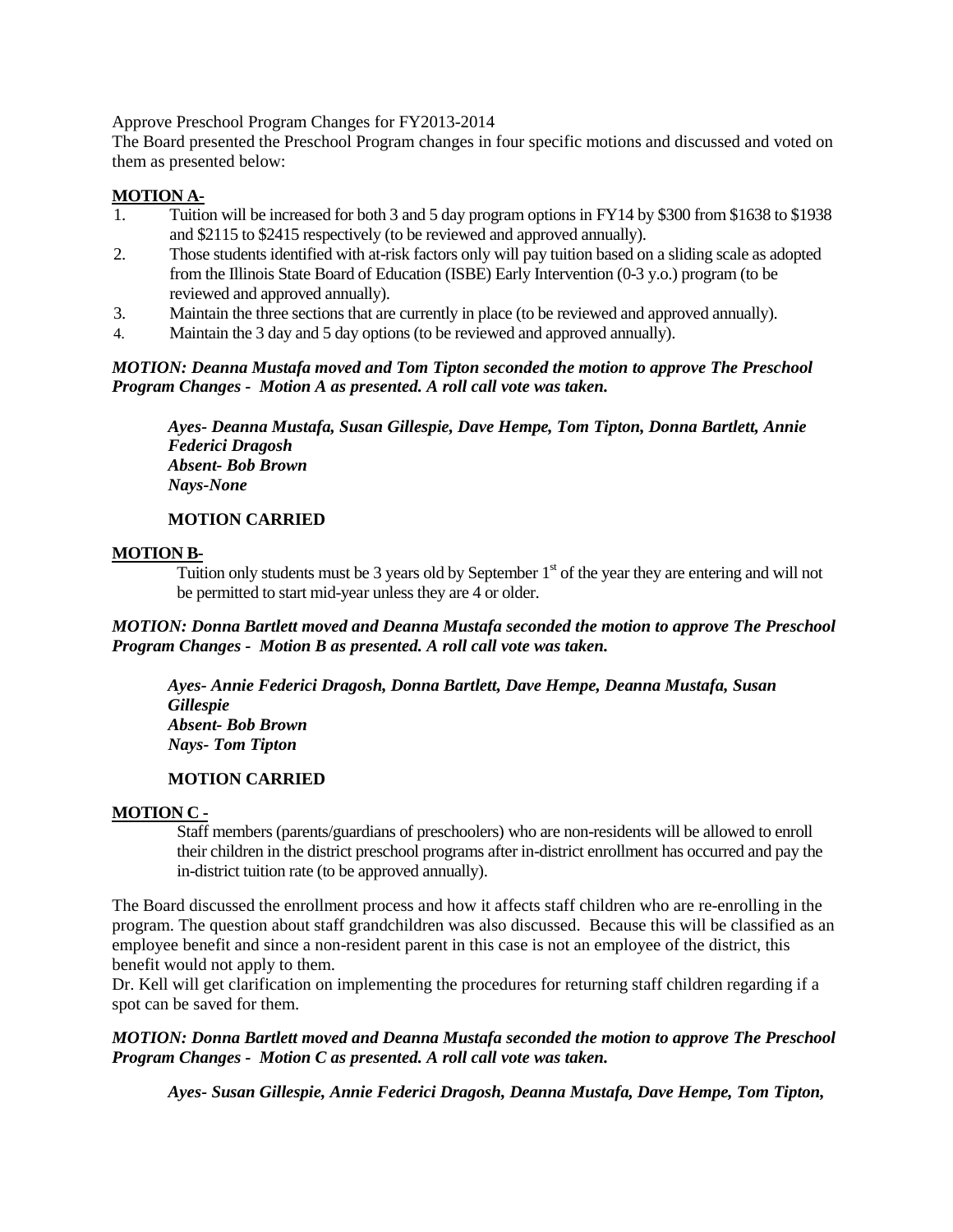Approve Preschool Program Changes for FY2013-2014

The Board presented the Preschool Program changes in four specific motions and discussed and voted on them as presented below:

**MOTION A-**

1. Tuition will be increased for both 3 and 5 day program options in FY14 by $300 from $1638 to $1938 and $2115 to $2415 respectively (to be reviewed and approved annually).
2. Those students identified with at-risk factors only will pay tuition based on a sliding scale as adopted from the Illinois State Board of Education (ISBE) Early Intervention (0-3 y.o.) program (to be reviewed and approved annually).
3. Maintain the three sections that are currently in place (to be reviewed and approved annually).
4. Maintain the 3 day and 5 day options (to be reviewed and approved annually).

***MOTION: Deanna Mustafa moved and Tom Tipton seconded the motion to approve The Preschool Program Changes - Motion A as presented. A roll call vote was taken.***

> ***Ayes- Deanna Mustafa, Susan Gillespie, Dave Hempe, Tom Tipton, Donna Bartlett, Annie Federici Dragosh***
> ***Absent- Bob Brown***
> ***Nays-None***
>
> **MOTION CARRIED**

**MOTION B-**

Tuition only students must be 3 years old by September 1st of the year they are entering and will not be permitted to start mid-year unless they are 4 or older.

***MOTION: Donna Bartlett moved and Deanna Mustafa seconded the motion to approve The Preschool Program Changes - Motion B as presented. A roll call vote was taken.***

> ***Ayes- Annie Federici Dragosh, Donna Bartlett, Dave Hempe, Deanna Mustafa, Susan Gillespie***
> ***Absent- Bob Brown***
> ***Nays- Tom Tipton***
>
> **MOTION CARRIED**

**MOTION C -**

Staff members (parents/guardians of preschoolers) who are non-residents will be allowed to enroll their children in the district preschool programs after in-district enrollment has occurred and pay the in-district tuition rate (to be approved annually).

The Board discussed the enrollment process and how it affects staff children who are re-enrolling in the program. The question about staff grandchildren was also discussed. Because this will be classified as an employee benefit and since a non-resident parent in this case is not an employee of the district, this benefit would not apply to them.

Dr. Kell will get clarification on implementing the procedures for returning staff children regarding if a spot can be saved for them.

***MOTION: Donna Bartlett moved and Deanna Mustafa seconded the motion to approve The Preschool Program Changes - Motion C as presented. A roll call vote was taken.***

> ***Ayes- Susan Gillespie, Annie Federici Dragosh, Deanna Mustafa, Dave Hempe, Tom Tipton,***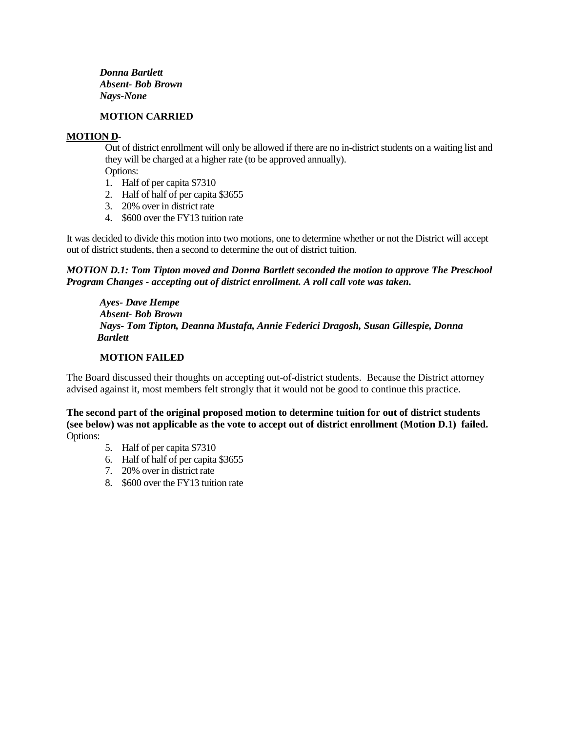***Donna Bartlett***
***Absent- Bob Brown***
***Nays-None***

**MOTION CARRIED**

**MOTION D-**

Out of district enrollment will only be allowed if there are no in-district students on a waiting list and they will be charged at a higher rate (to be approved annually).
Options:

1. Half of per capita $7310
2. Half of half of per capita $3655
3. 20% over in district rate
4. $600 over the FY13 tuition rate

It was decided to divide this motion into two motions, one to determine whether or not the District will accept out of district students, then a second to determine the out of district tuition.

***MOTION D.1: Tom Tipton moved and Donna Bartlett seconded the motion to approve The Preschool Program Changes - accepting out of district enrollment. A roll call vote was taken.***

***Ayes- Dave Hempe***
***Absent- Bob Brown***
***Nays- Tom Tipton, Deanna Mustafa, Annie Federici Dragosh, Susan Gillespie, Donna Bartlett***

**MOTION FAILED**

The Board discussed their thoughts on accepting out-of-district students. Because the District attorney advised against it, most members felt strongly that it would not be good to continue this practice.

**The second part of the original proposed motion to determine tuition for out of district students (see below) was not applicable as the vote to accept out of district enrollment (Motion D.1) failed.**
Options:

5. Half of per capita $7310
6. Half of half of per capita $3655
7. 20% over in district rate
8. $600 over the FY13 tuition rate